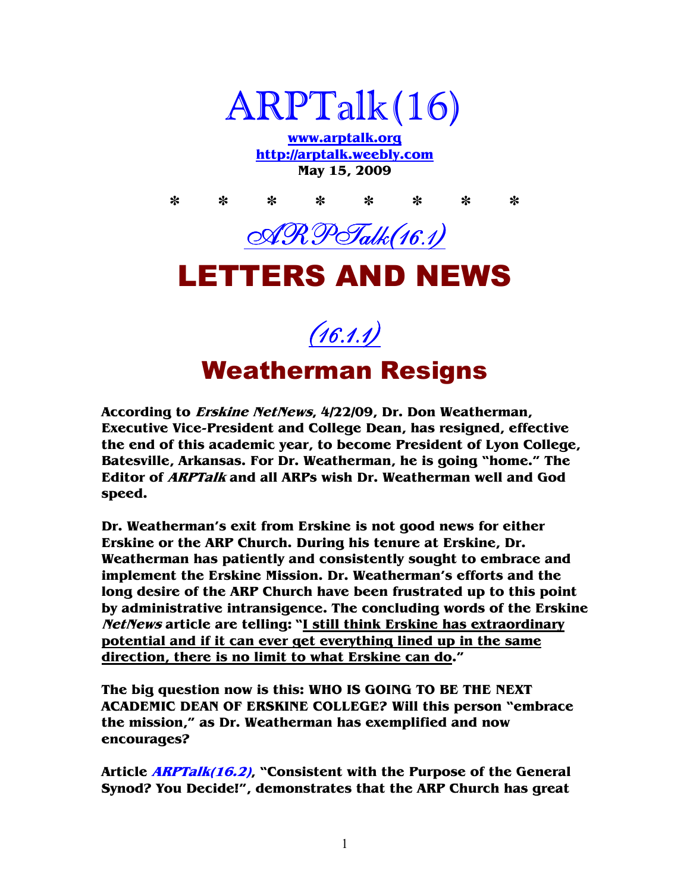# ARPTalk(16)

**www.arptalk.org**
**http://arptalk.weebly.com**
**May 15, 2009**

\*　　\*　　\*　　\*　　\*　　\*　　\*　　\*

## ARPTalk(16.1)

# LETTERS AND NEWS

## (16.1.1)

## Weatherman Resigns

**According to *Erskine NetNews*, 4/22/09, Dr. Don Weatherman, Executive Vice-President and College Dean, has resigned, effective the end of this academic year, to become President of Lyon College, Batesville, Arkansas. For Dr. Weatherman, he is going "home." The Editor of *ARPTalk* and all ARPs wish Dr. Weatherman well and God speed.**

**Dr. Weatherman's exit from Erskine is not good news for either Erskine or the ARP Church. During his tenure at Erskine, Dr. Weatherman has patiently and consistently sought to embrace and implement the Erskine Mission. Dr. Weatherman's efforts and the long desire of the ARP Church have been frustrated up to this point by administrative intransigence. The concluding words of the Erskine *NetNews* article are telling: "<u>I still think Erskine has extraordinary potential and if it can ever get everything lined up in the same direction, there is no limit to what Erskine can do</u>."**

**The big question now is this: WHO IS GOING TO BE THE NEXT ACADEMIC DEAN OF ERSKINE COLLEGE? Will this person "embrace the mission," as Dr. Weatherman has exemplified and now encourages?**

**Article *ARPTalk(16.2)*, "Consistent with the Purpose of the General Synod? You Decide!", demonstrates that the ARP Church has great**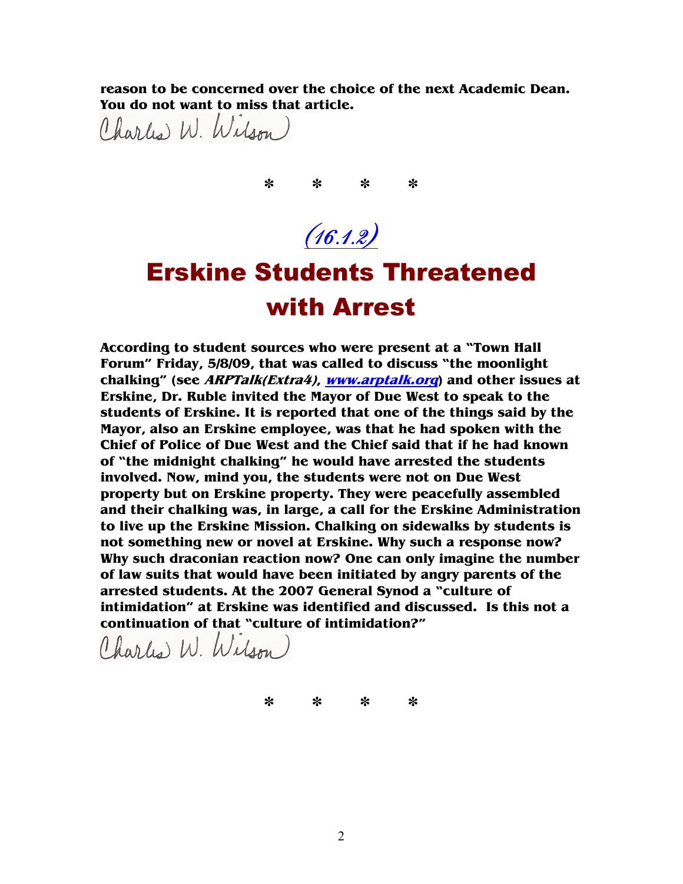**reason to be concerned over the choice of the next Academic Dean. You do not want to miss that article.**

Charles W. Wilson

\*   \*   \*   \*

*(16.1.2)*

# Erskine Students Threatened with Arrest

**According to student sources who were present at a "Town Hall Forum" Friday, 5/8/09, that was called to discuss "the moonlight chalking" (see *ARPTalk(Extra4)*, *www.arptalk.org*) and other issues at Erskine, Dr. Ruble invited the Mayor of Due West to speak to the students of Erskine. It is reported that one of the things said by the Mayor, also an Erskine employee, was that he had spoken with the Chief of Police of Due West and the Chief said that if he had known of "the midnight chalking" he would have arrested the students involved. Now, mind you, the students were not on Due West property but on Erskine property. They were peacefully assembled and their chalking was, in large, a call for the Erskine Administration to live up the Erskine Mission. Chalking on sidewalks by students is not something new or novel at Erskine. Why such a response now? Why such draconian reaction now? One can only imagine the number of law suits that would have been initiated by angry parents of the arrested students. At the 2007 General Synod a "culture of intimidation" at Erskine was identified and discussed. Is this not a continuation of that "culture of intimidation?"**

Charles W. Wilson

\*   \*   \*   \*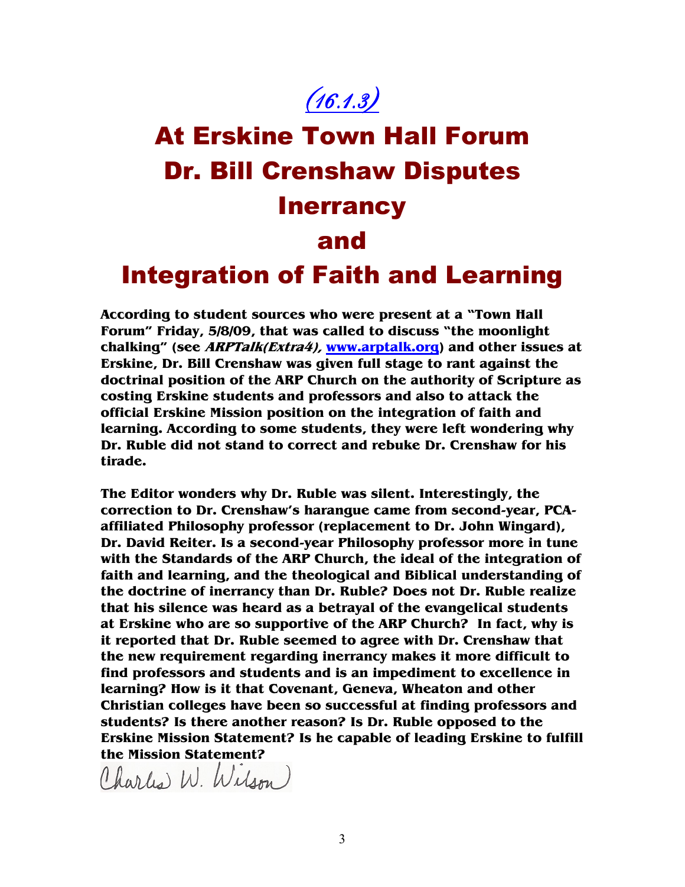*(16.1.3)*

# At Erskine Town Hall Forum Dr. Bill Crenshaw Disputes Inerrancy and Integration of Faith and Learning

**According to student sources who were present at a "Town Hall Forum" Friday, 5/8/09, that was called to discuss "the moonlight chalking" (see *ARPTalk(Extra4),* www.arptalk.org) and other issues at Erskine, Dr. Bill Crenshaw was given full stage to rant against the doctrinal position of the ARP Church on the authority of Scripture as costing Erskine students and professors and also to attack the official Erskine Mission position on the integration of faith and learning. According to some students, they were left wondering why Dr. Ruble did not stand to correct and rebuke Dr. Crenshaw for his tirade.**

**The Editor wonders why Dr. Ruble was silent. Interestingly, the correction to Dr. Crenshaw's harangue came from second-year, PCA-affiliated Philosophy professor (replacement to Dr. John Wingard), Dr. David Reiter. Is a second-year Philosophy professor more in tune with the Standards of the ARP Church, the ideal of the integration of faith and learning, and the theological and Biblical understanding of the doctrine of inerrancy than Dr. Ruble? Does not Dr. Ruble realize that his silence was heard as a betrayal of the evangelical students at Erskine who are so supportive of the ARP Church? In fact, why is it reported that Dr. Ruble seemed to agree with Dr. Crenshaw that the new requirement regarding inerrancy makes it more difficult to find professors and students and is an impediment to excellence in learning? How is it that Covenant, Geneva, Wheaton and other Christian colleges have been so successful at finding professors and students? Is there another reason? Is Dr. Ruble opposed to the Erskine Mission Statement? Is he capable of leading Erskine to fulfill the Mission Statement?**

Charles W. Wilson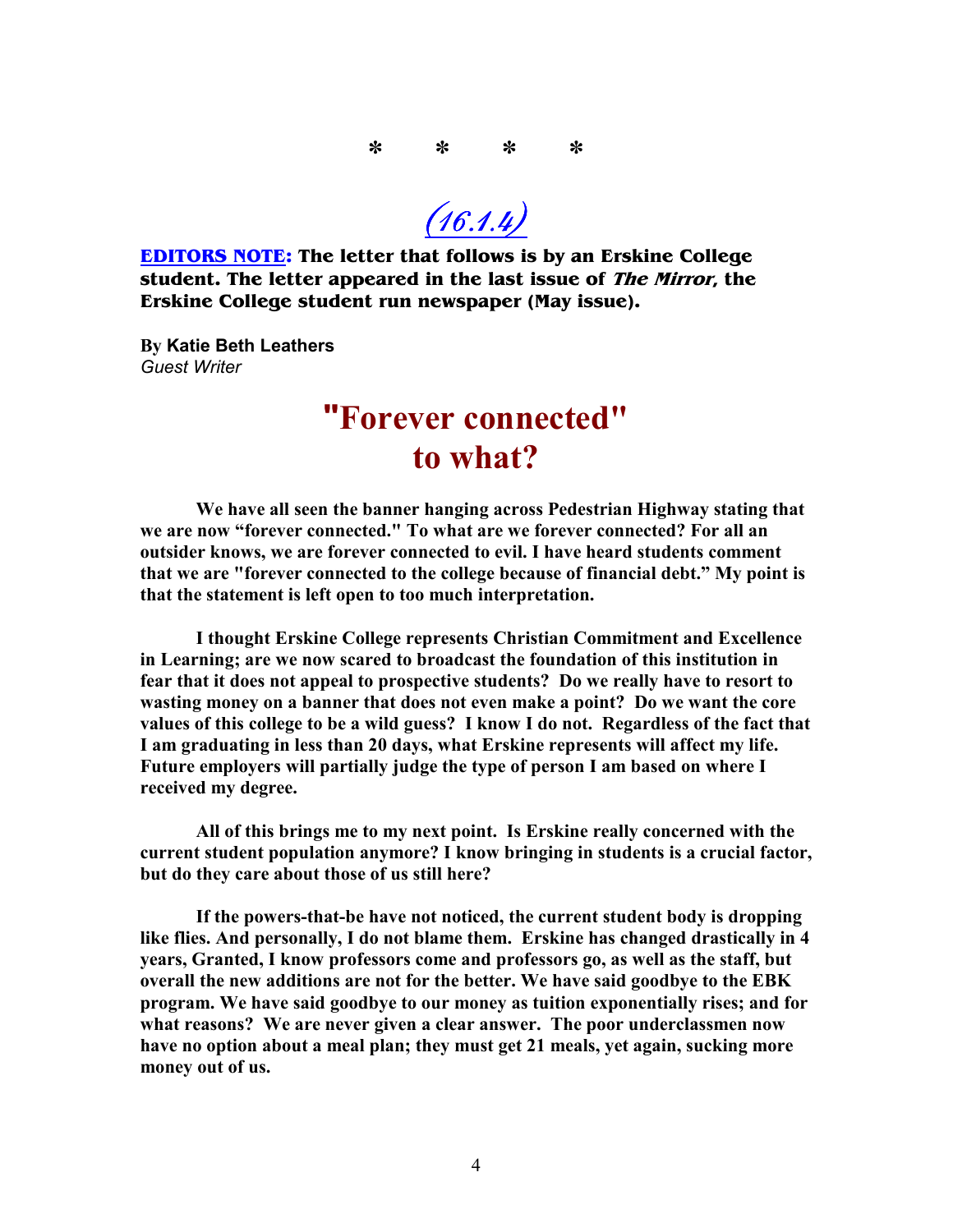\*        \*        \*        \*

*(16.1.4)*

**EDITORS NOTE: The letter that follows is by an Erskine College student. The letter appeared in the last issue of *The Mirror*, the Erskine College student run newspaper (May issue).**

By **Katie Beth Leathers**
*Guest Writer*

# "Forever connected" to what?

**We have all seen the banner hanging across Pedestrian Highway stating that we are now "forever connected." To what are we forever connected? For all an outsider knows, we are forever connected to evil. I have heard students comment that we are "forever connected to the college because of financial debt." My point is that the statement is left open to too much interpretation.**

**I thought Erskine College represents Christian Commitment and Excellence in Learning; are we now scared to broadcast the foundation of this institution in fear that it does not appeal to prospective students? Do we really have to resort to wasting money on a banner that does not even make a point? Do we want the core values of this college to be a wild guess? I know I do not. Regardless of the fact that I am graduating in less than 20 days, what Erskine represents will affect my life. Future employers will partially judge the type of person I am based on where I received my degree.**

**All of this brings me to my next point. Is Erskine really concerned with the current student population anymore? I know bringing in students is a crucial factor, but do they care about those of us still here?**

**If the powers-that-be have not noticed, the current student body is dropping like flies. And personally, I do not blame them. Erskine has changed drastically in 4 years, Granted, I know professors come and professors go, as well as the staff, but overall the new additions are not for the better. We have said goodbye to the EBK program. We have said goodbye to our money as tuition exponentially rises; and for what reasons? We are never given a clear answer. The poor underclassmen now have no option about a meal plan; they must get 21 meals, yet again, sucking more money out of us.**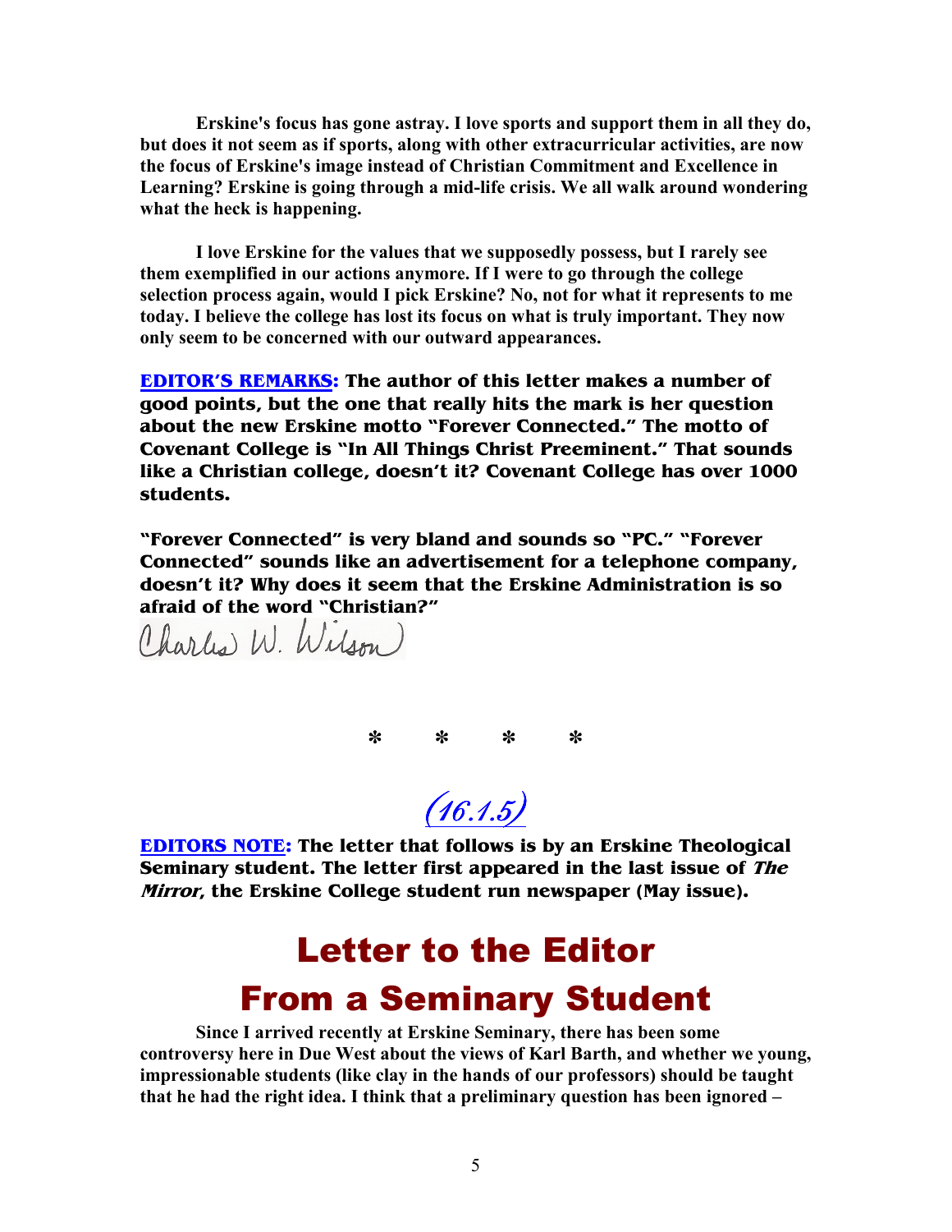**Erskine's focus has gone astray. I love sports and support them in all they do, but does it not seem as if sports, along with other extracurricular activities, are now the focus of Erskine's image instead of Christian Commitment and Excellence in Learning? Erskine is going through a mid-life crisis. We all walk around wondering what the heck is happening.**

**I love Erskine for the values that we supposedly possess, but I rarely see them exemplified in our actions anymore. If I were to go through the college selection process again, would I pick Erskine? No, not for what it represents to me today. I believe the college has lost its focus on what is truly important. They now only seem to be concerned with our outward appearances.**

**EDITOR'S REMARKS: The author of this letter makes a number of good points, but the one that really hits the mark is her question about the new Erskine motto "Forever Connected." The motto of Covenant College is "In All Things Christ Preeminent." That sounds like a Christian college, doesn't it? Covenant College has over 1000 students.**

**"Forever Connected" is very bland and sounds so "PC." "Forever Connected" sounds like an advertisement for a telephone company, doesn't it? Why does it seem that the Erskine Administration is so afraid of the word "Christian?"**

Charles W. Wilson

\* \* \* \*

*(16.1.5)*

**EDITORS NOTE: The letter that follows is by an Erskine Theological Seminary student. The letter first appeared in the last issue of *The Mirror*, the Erskine College student run newspaper (May issue).**

# Letter to the Editor
# From a Seminary Student

**Since I arrived recently at Erskine Seminary, there has been some controversy here in Due West about the views of Karl Barth, and whether we young, impressionable students (like clay in the hands of our professors) should be taught that he had the right idea. I think that a preliminary question has been ignored –**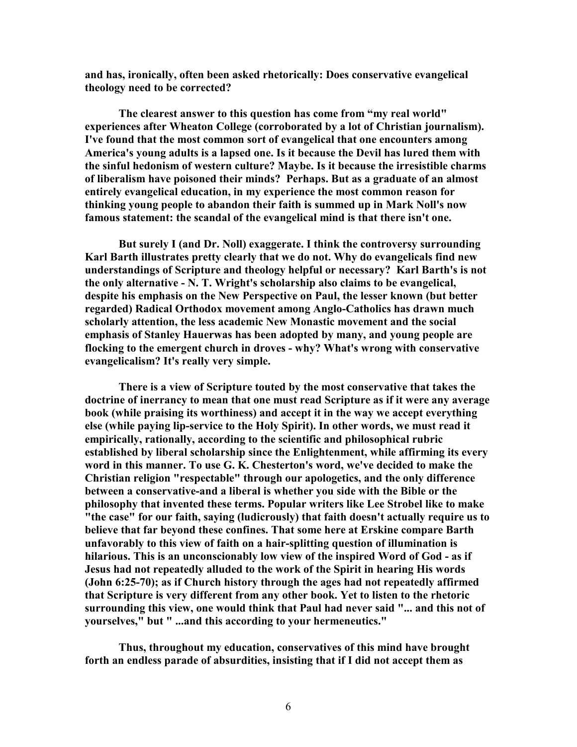**and has, ironically, often been asked rhetorically: Does conservative evangelical theology need to be corrected?**

**The clearest answer to this question has come from "my real world" experiences after Wheaton College (corroborated by a lot of Christian journalism). I've found that the most common sort of evangelical that one encounters among America's young adults is a lapsed one. Is it because the Devil has lured them with the sinful hedonism of western culture? Maybe. Is it because the irresistible charms of liberalism have poisoned their minds? Perhaps. But as a graduate of an almost entirely evangelical education, in my experience the most common reason for thinking young people to abandon their faith is summed up in Mark Noll's now famous statement: the scandal of the evangelical mind is that there isn't one.**

**But surely I (and Dr. Noll) exaggerate. I think the controversy surrounding Karl Barth illustrates pretty clearly that we do not. Why do evangelicals find new understandings of Scripture and theology helpful or necessary? Karl Barth's is not the only alternative - N. T. Wright's scholarship also claims to be evangelical, despite his emphasis on the New Perspective on Paul, the lesser known (but better regarded) Radical Orthodox movement among Anglo-Catholics has drawn much scholarly attention, the less academic New Monastic movement and the social emphasis of Stanley Hauerwas has been adopted by many, and young people are flocking to the emergent church in droves - why? What's wrong with conservative evangelicalism? It's really very simple.**

**There is a view of Scripture touted by the most conservative that takes the doctrine of inerrancy to mean that one must read Scripture as if it were any average book (while praising its worthiness) and accept it in the way we accept everything else (while paying lip-service to the Holy Spirit). In other words, we must read it empirically, rationally, according to the scientific and philosophical rubric established by liberal scholarship since the Enlightenment, while affirming its every word in this manner. To use G. K. Chesterton's word, we've decided to make the Christian religion "respectable" through our apologetics, and the only difference between a conservative-and a liberal is whether you side with the Bible or the philosophy that invented these terms. Popular writers like Lee Strobel like to make "the case" for our faith, saying (ludicrously) that faith doesn't actually require us to believe that far beyond these confines. That some here at Erskine compare Barth unfavorably to this view of faith on a hair-splitting question of illumination is hilarious. This is an unconscionably low view of the inspired Word of God - as if Jesus had not repeatedly alluded to the work of the Spirit in hearing His words (John 6:25-70); as if Church history through the ages had not repeatedly affirmed that Scripture is very different from any other book. Yet to listen to the rhetoric surrounding this view, one would think that Paul had never said "... and this not of yourselves," but " ...and this according to your hermeneutics."**

**Thus, throughout my education, conservatives of this mind have brought forth an endless parade of absurdities, insisting that if I did not accept them as**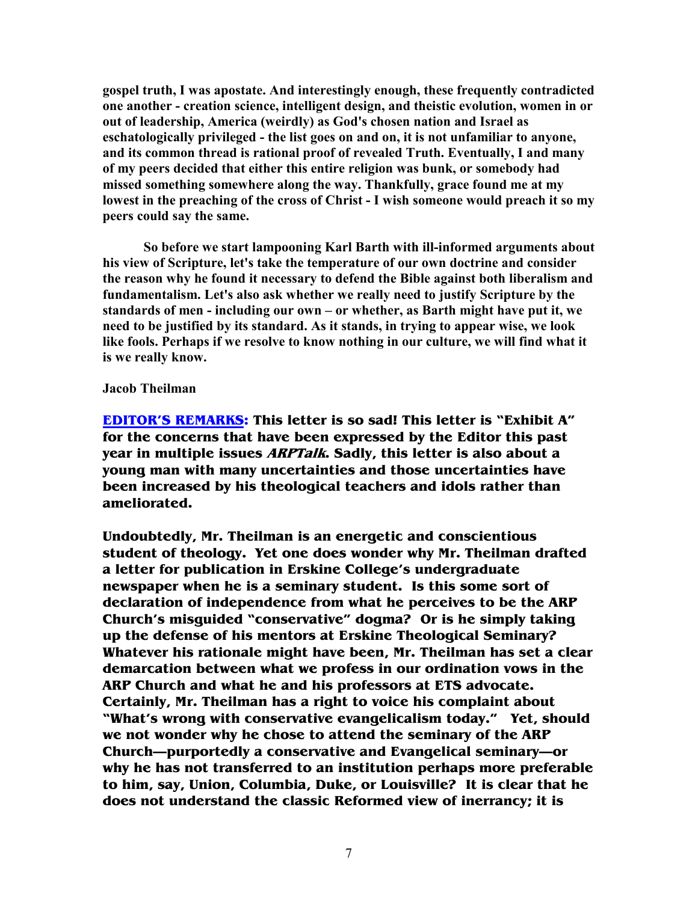**gospel truth, I was apostate. And interestingly enough, these frequently contradicted one another - creation science, intelligent design, and theistic evolution, women in or out of leadership, America (weirdly) as God's chosen nation and Israel as eschatologically privileged - the list goes on and on, it is not unfamiliar to anyone, and its common thread is rational proof of revealed Truth. Eventually, I and many of my peers decided that either this entire religion was bunk, or somebody had missed something somewhere along the way. Thankfully, grace found me at my lowest in the preaching of the cross of Christ - I wish someone would preach it so my peers could say the same.**

**So before we start lampooning Karl Barth with ill-informed arguments about his view of Scripture, let's take the temperature of our own doctrine and consider the reason why he found it necessary to defend the Bible against both liberalism and fundamentalism. Let's also ask whether we really need to justify Scripture by the standards of men - including our own – or whether, as Barth might have put it, we need to be justified by its standard. As it stands, in trying to appear wise, we look like fools. Perhaps if we resolve to know nothing in our culture, we will find what it is we really know.**

**Jacob Theilman**

**EDITOR'S REMARKS: This letter is so sad! This letter is "Exhibit A" for the concerns that have been expressed by the Editor this past year in multiple issues *ARPTalk*. Sadly, this letter is also about a young man with many uncertainties and those uncertainties have been increased by his theological teachers and idols rather than ameliorated.**

**Undoubtedly, Mr. Theilman is an energetic and conscientious student of theology. Yet one does wonder why Mr. Theilman drafted a letter for publication in Erskine College's undergraduate newspaper when he is a seminary student. Is this some sort of declaration of independence from what he perceives to be the ARP Church's misguided "conservative" dogma? Or is he simply taking up the defense of his mentors at Erskine Theological Seminary? Whatever his rationale might have been, Mr. Theilman has set a clear demarcation between what we profess in our ordination vows in the ARP Church and what he and his professors at ETS advocate. Certainly, Mr. Theilman has a right to voice his complaint about "What's wrong with conservative evangelicalism today." Yet, should we not wonder why he chose to attend the seminary of the ARP Church—purportedly a conservative and Evangelical seminary—or why he has not transferred to an institution perhaps more preferable to him, say, Union, Columbia, Duke, or Louisville? It is clear that he does not understand the classic Reformed view of inerrancy; it is**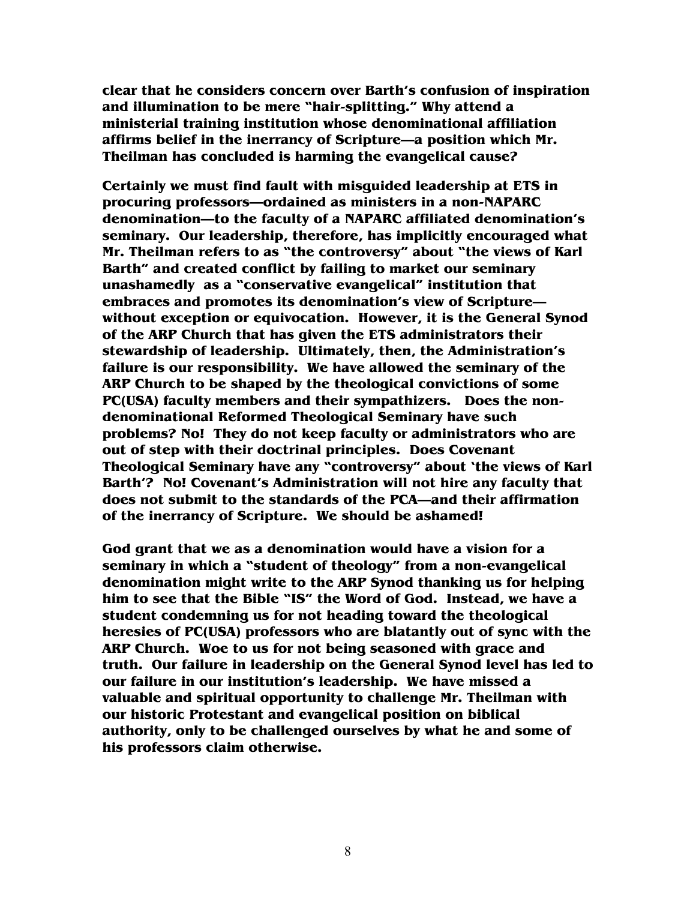**clear that he considers concern over Barth's confusion of inspiration and illumination to be mere "hair-splitting." Why attend a ministerial training institution whose denominational affiliation affirms belief in the inerrancy of Scripture—a position which Mr. Theilman has concluded is harming the evangelical cause?**

**Certainly we must find fault with misguided leadership at ETS in procuring professors—ordained as ministers in a non-NAPARC denomination—to the faculty of a NAPARC affiliated denomination's seminary. Our leadership, therefore, has implicitly encouraged what Mr. Theilman refers to as "the controversy" about "the views of Karl Barth" and created conflict by failing to market our seminary unashamedly as a "conservative evangelical" institution that embraces and promotes its denomination's view of Scripture—without exception or equivocation. However, it is the General Synod of the ARP Church that has given the ETS administrators their stewardship of leadership. Ultimately, then, the Administration's failure is our responsibility. We have allowed the seminary of the ARP Church to be shaped by the theological convictions of some PC(USA) faculty members and their sympathizers. Does the non-denominational Reformed Theological Seminary have such problems? No! They do not keep faculty or administrators who are out of step with their doctrinal principles. Does Covenant Theological Seminary have any "controversy" about 'the views of Karl Barth'? No! Covenant's Administration will not hire any faculty that does not submit to the standards of the PCA—and their affirmation of the inerrancy of Scripture. We should be ashamed!**

**God grant that we as a denomination would have a vision for a seminary in which a "student of theology" from a non-evangelical denomination might write to the ARP Synod thanking us for helping him to see that the Bible "IS" the Word of God. Instead, we have a student condemning us for not heading toward the theological heresies of PC(USA) professors who are blatantly out of sync with the ARP Church. Woe to us for not being seasoned with grace and truth. Our failure in leadership on the General Synod level has led to our failure in our institution's leadership. We have missed a valuable and spiritual opportunity to challenge Mr. Theilman with our historic Protestant and evangelical position on biblical authority, only to be challenged ourselves by what he and some of his professors claim otherwise.**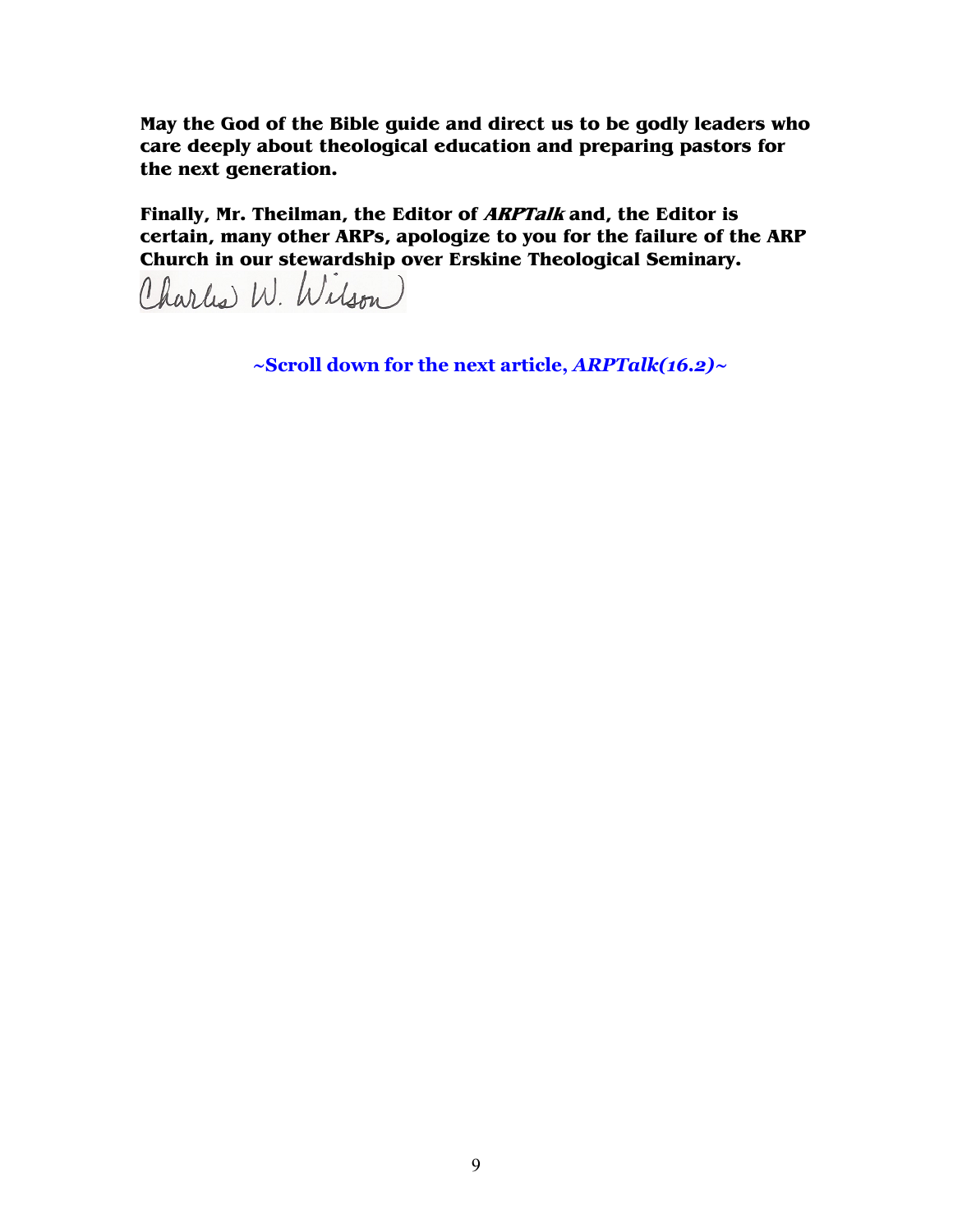**May the God of the Bible guide and direct us to be godly leaders who care deeply about theological education and preparing pastors for the next generation.**

**Finally, Mr. Theilman, the Editor of *ARPTalk* and, the Editor is certain, many other ARPs, apologize to you for the failure of the ARP Church in our stewardship over Erskine Theological Seminary.**

Charles W. Wilson

**~Scroll down for the next article, *ARPTalk(16.2)*~**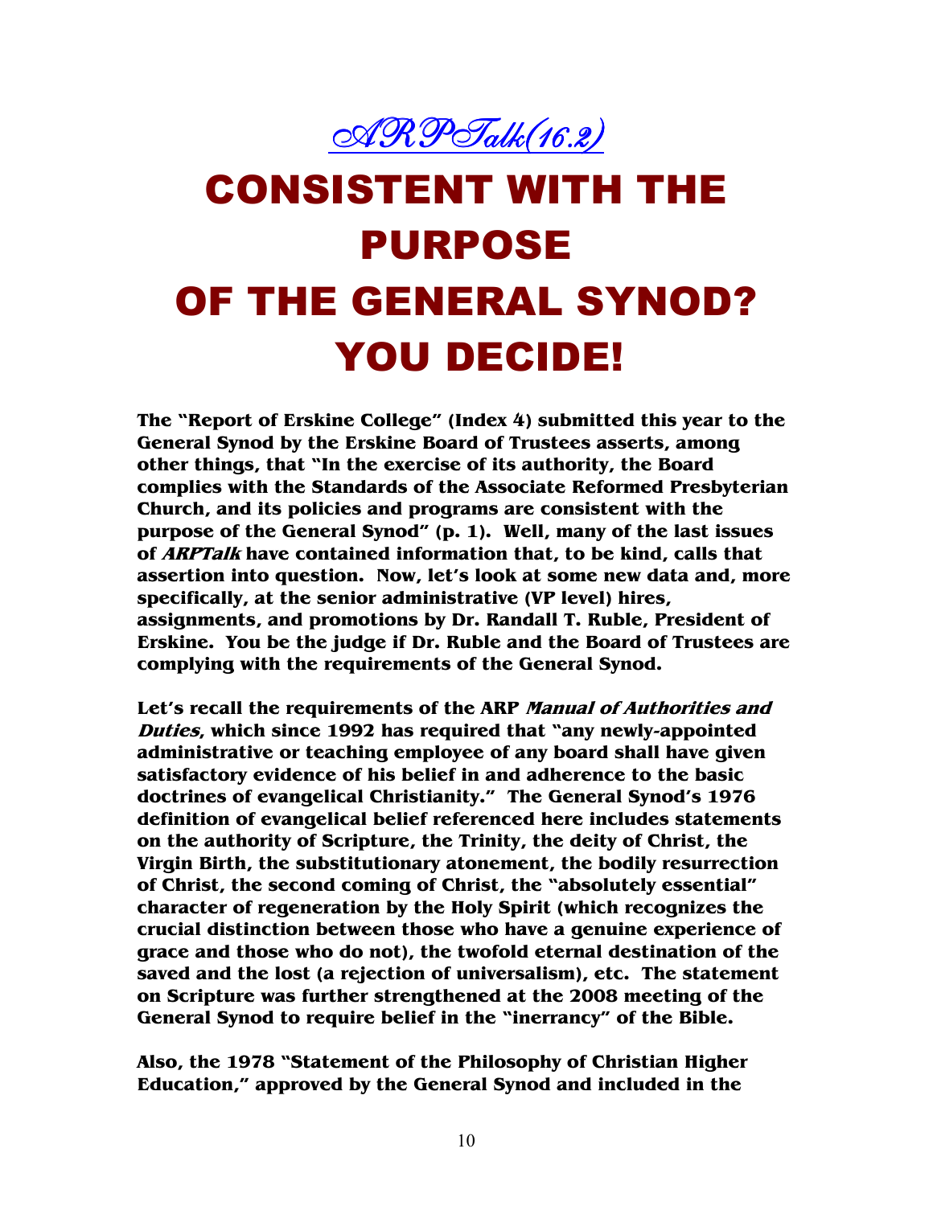*ARPTalk(16.2)*

# CONSISTENT WITH THE PURPOSE OF THE GENERAL SYNOD? YOU DECIDE!

**The "Report of Erskine College" (Index 4) submitted this year to the General Synod by the Erskine Board of Trustees asserts, among other things, that "In the exercise of its authority, the Board complies with the Standards of the Associate Reformed Presbyterian Church, and its policies and programs are consistent with the purpose of the General Synod" (p. 1). Well, many of the last issues of *ARPTalk* have contained information that, to be kind, calls that assertion into question. Now, let's look at some new data and, more specifically, at the senior administrative (VP level) hires, assignments, and promotions by Dr. Randall T. Ruble, President of Erskine. You be the judge if Dr. Ruble and the Board of Trustees are complying with the requirements of the General Synod.**

**Let's recall the requirements of the ARP *Manual of Authorities and Duties*, which since 1992 has required that "any newly-appointed administrative or teaching employee of any board shall have given satisfactory evidence of his belief in and adherence to the basic doctrines of evangelical Christianity." The General Synod's 1976 definition of evangelical belief referenced here includes statements on the authority of Scripture, the Trinity, the deity of Christ, the Virgin Birth, the substitutionary atonement, the bodily resurrection of Christ, the second coming of Christ, the "absolutely essential" character of regeneration by the Holy Spirit (which recognizes the crucial distinction between those who have a genuine experience of grace and those who do not), the twofold eternal destination of the saved and the lost (a rejection of universalism), etc. The statement on Scripture was further strengthened at the 2008 meeting of the General Synod to require belief in the "inerrancy" of the Bible.**

**Also, the 1978 "Statement of the Philosophy of Christian Higher Education," approved by the General Synod and included in the**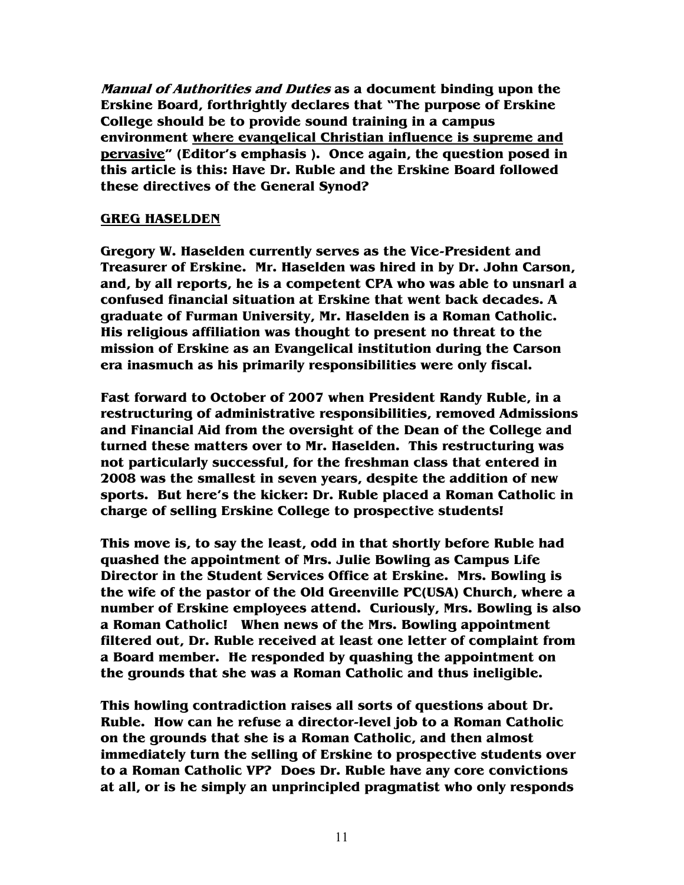**_Manual of Authorities and Duties_ as a document binding upon the Erskine Board, forthrightly declares that "The purpose of Erskine College should be to provide sound training in a campus environment <u>where evangelical Christian influence is supreme and pervasive</u>" (Editor's emphasis ). Once again, the question posed in this article is this: Have Dr. Ruble and the Erskine Board followed these directives of the General Synod?**

## <u>GREG HASELDEN</u>

**Gregory W. Haselden currently serves as the Vice-President and Treasurer of Erskine. Mr. Haselden was hired in by Dr. John Carson, and, by all reports, he is a competent CPA who was able to unsnarl a confused financial situation at Erskine that went back decades. A graduate of Furman University, Mr. Haselden is a Roman Catholic. His religious affiliation was thought to present no threat to the mission of Erskine as an Evangelical institution during the Carson era inasmuch as his primarily responsibilities were only fiscal.**

**Fast forward to October of 2007 when President Randy Ruble, in a restructuring of administrative responsibilities, removed Admissions and Financial Aid from the oversight of the Dean of the College and turned these matters over to Mr. Haselden. This restructuring was not particularly successful, for the freshman class that entered in 2008 was the smallest in seven years, despite the addition of new sports. But here's the kicker: Dr. Ruble placed a Roman Catholic in charge of selling Erskine College to prospective students!**

**This move is, to say the least, odd in that shortly before Ruble had quashed the appointment of Mrs. Julie Bowling as Campus Life Director in the Student Services Office at Erskine. Mrs. Bowling is the wife of the pastor of the Old Greenville PC(USA) Church, where a number of Erskine employees attend. Curiously, Mrs. Bowling is also a Roman Catholic! When news of the Mrs. Bowling appointment filtered out, Dr. Ruble received at least one letter of complaint from a Board member. He responded by quashing the appointment on the grounds that she was a Roman Catholic and thus ineligible.**

**This howling contradiction raises all sorts of questions about Dr. Ruble. How can he refuse a director-level job to a Roman Catholic on the grounds that she is a Roman Catholic, and then almost immediately turn the selling of Erskine to prospective students over to a Roman Catholic VP? Does Dr. Ruble have any core convictions at all, or is he simply an unprincipled pragmatist who only responds**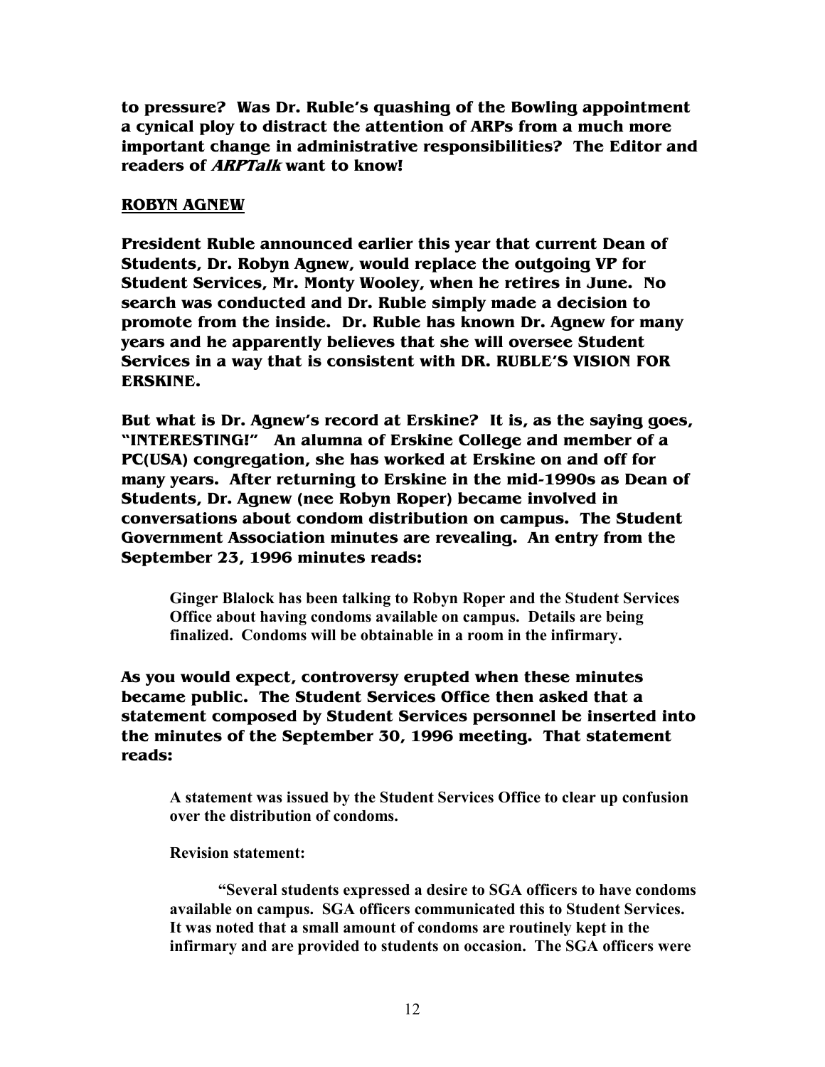**to pressure? Was Dr. Ruble's quashing of the Bowling appointment a cynical ploy to distract the attention of ARPs from a much more important change in administrative responsibilities? The Editor and readers of *ARPTalk* want to know!**

## ROBYN AGNEW

**President Ruble announced earlier this year that current Dean of Students, Dr. Robyn Agnew, would replace the outgoing VP for Student Services, Mr. Monty Wooley, when he retires in June. No search was conducted and Dr. Ruble simply made a decision to promote from the inside. Dr. Ruble has known Dr. Agnew for many years and he apparently believes that she will oversee Student Services in a way that is consistent with DR. RUBLE'S VISION FOR ERSKINE.**

**But what is Dr. Agnew's record at Erskine? It is, as the saying goes, "INTERESTING!" An alumna of Erskine College and member of a PC(USA) congregation, she has worked at Erskine on and off for many years. After returning to Erskine in the mid-1990s as Dean of Students, Dr. Agnew (nee Robyn Roper) became involved in conversations about condom distribution on campus. The Student Government Association minutes are revealing. An entry from the September 23, 1996 minutes reads:**

> **Ginger Blalock has been talking to Robyn Roper and the Student Services Office about having condoms available on campus. Details are being finalized. Condoms will be obtainable in a room in the infirmary.**

**As you would expect, controversy erupted when these minutes became public. The Student Services Office then asked that a statement composed by Student Services personnel be inserted into the minutes of the September 30, 1996 meeting. That statement reads:**

> **A statement was issued by the Student Services Office to clear up confusion over the distribution of condoms.**
>
> **Revision statement:**
>
> **"Several students expressed a desire to SGA officers to have condoms available on campus. SGA officers communicated this to Student Services. It was noted that a small amount of condoms are routinely kept in the infirmary and are provided to students on occasion. The SGA officers were**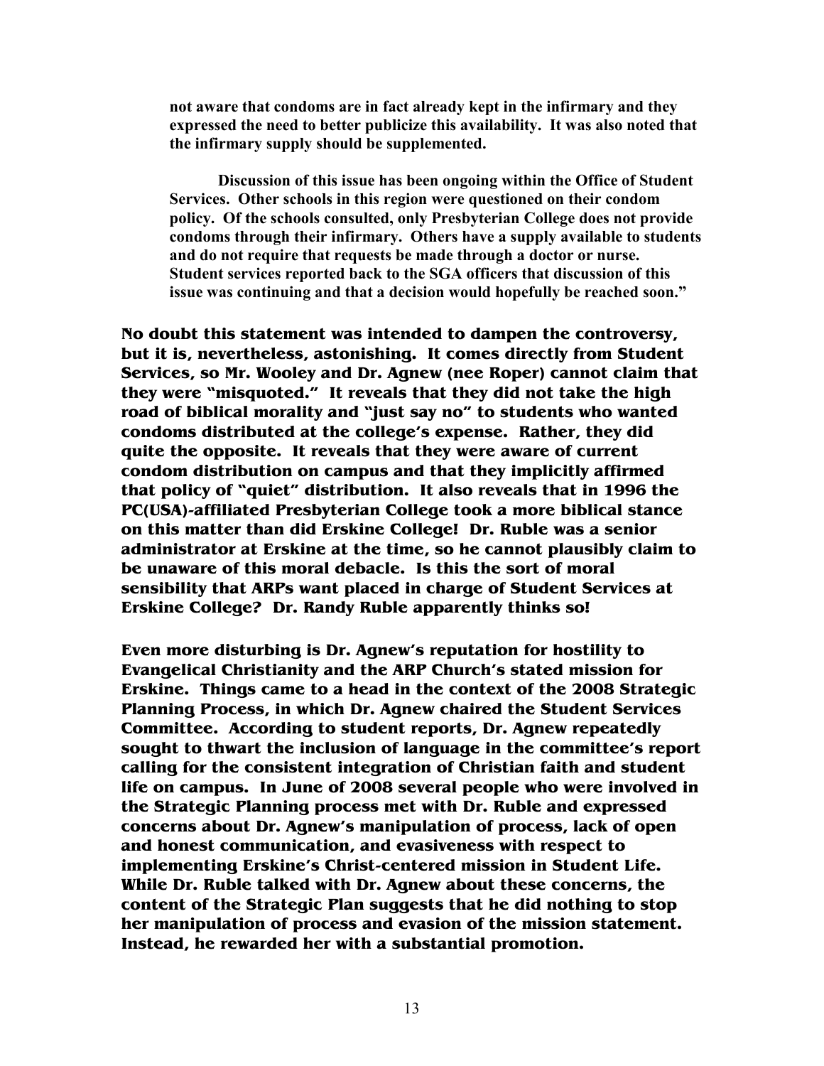> **not aware that condoms are in fact already kept in the infirmary and they expressed the need to better publicize this availability. It was also noted that the infirmary supply should be supplemented.**
>
> **Discussion of this issue has been ongoing within the Office of Student Services. Other schools in this region were questioned on their condom policy. Of the schools consulted, only Presbyterian College does not provide condoms through their infirmary. Others have a supply available to students and do not require that requests be made through a doctor or nurse. Student services reported back to the SGA officers that discussion of this issue was continuing and that a decision would hopefully be reached soon."**

**No doubt this statement was intended to dampen the controversy, but it is, nevertheless, astonishing. It comes directly from Student Services, so Mr. Wooley and Dr. Agnew (nee Roper) cannot claim that they were "misquoted." It reveals that they did not take the high road of biblical morality and "just say no" to students who wanted condoms distributed at the college's expense. Rather, they did quite the opposite. It reveals that they were aware of current condom distribution on campus and that they implicitly affirmed that policy of "quiet" distribution. It also reveals that in 1996 the PC(USA)-affiliated Presbyterian College took a more biblical stance on this matter than did Erskine College! Dr. Ruble was a senior administrator at Erskine at the time, so he cannot plausibly claim to be unaware of this moral debacle. Is this the sort of moral sensibility that ARPs want placed in charge of Student Services at Erskine College? Dr. Randy Ruble apparently thinks so!**

**Even more disturbing is Dr. Agnew's reputation for hostility to Evangelical Christianity and the ARP Church's stated mission for Erskine. Things came to a head in the context of the 2008 Strategic Planning Process, in which Dr. Agnew chaired the Student Services Committee. According to student reports, Dr. Agnew repeatedly sought to thwart the inclusion of language in the committee's report calling for the consistent integration of Christian faith and student life on campus. In June of 2008 several people who were involved in the Strategic Planning process met with Dr. Ruble and expressed concerns about Dr. Agnew's manipulation of process, lack of open and honest communication, and evasiveness with respect to implementing Erskine's Christ-centered mission in Student Life. While Dr. Ruble talked with Dr. Agnew about these concerns, the content of the Strategic Plan suggests that he did nothing to stop her manipulation of process and evasion of the mission statement. Instead, he rewarded her with a substantial promotion.**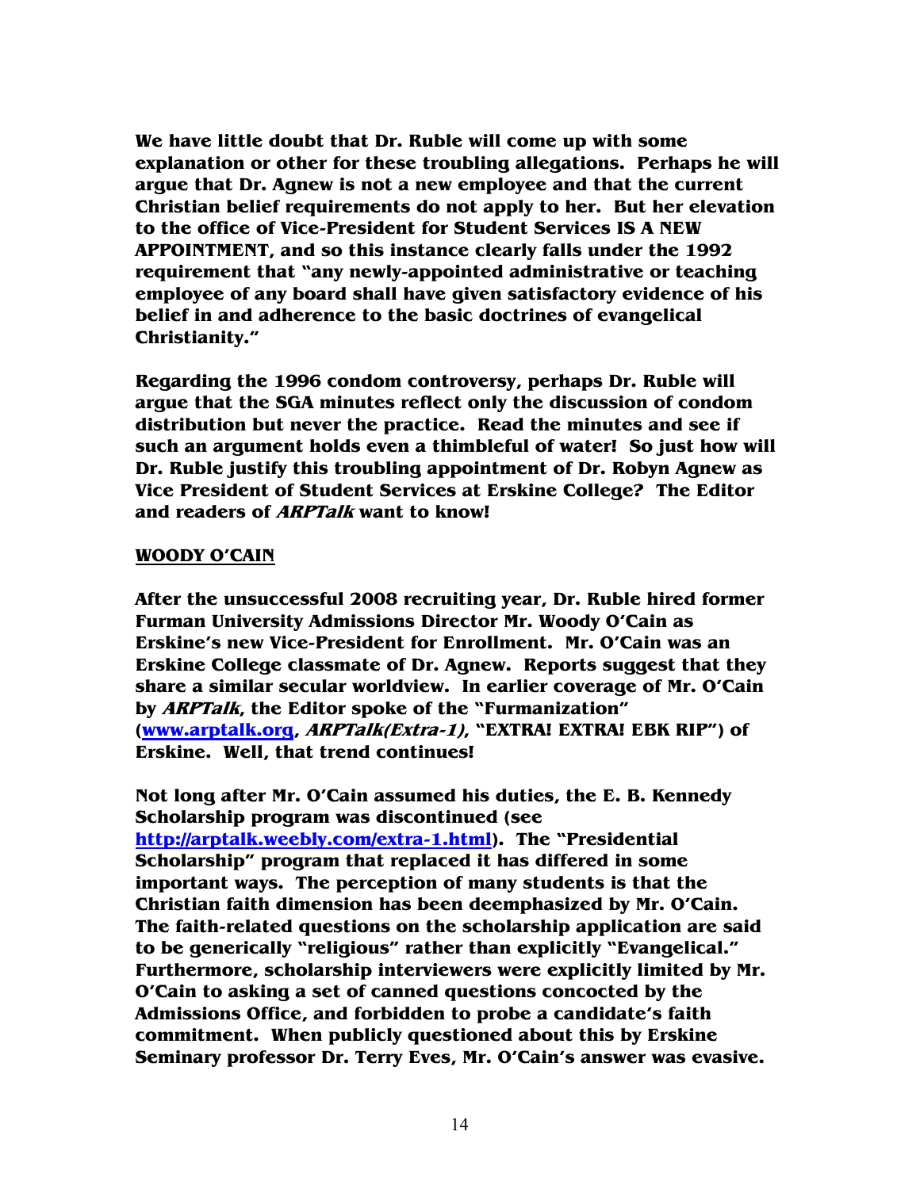**We have little doubt that Dr. Ruble will come up with some explanation or other for these troubling allegations. Perhaps he will argue that Dr. Agnew is not a new employee and that the current Christian belief requirements do not apply to her. But her elevation to the office of Vice-President for Student Services IS A NEW APPOINTMENT, and so this instance clearly falls under the 1992 requirement that "any newly-appointed administrative or teaching employee of any board shall have given satisfactory evidence of his belief in and adherence to the basic doctrines of evangelical Christianity."**

**Regarding the 1996 condom controversy, perhaps Dr. Ruble will argue that the SGA minutes reflect only the discussion of condom distribution but never the practice. Read the minutes and see if such an argument holds even a thimbleful of water! So just how will Dr. Ruble justify this troubling appointment of Dr. Robyn Agnew as Vice President of Student Services at Erskine College? The Editor and readers of *ARPTalk* want to know!**

**WOODY O'CAIN**

**After the unsuccessful 2008 recruiting year, Dr. Ruble hired former Furman University Admissions Director Mr. Woody O'Cain as Erskine's new Vice-President for Enrollment. Mr. O'Cain was an Erskine College classmate of Dr. Agnew. Reports suggest that they share a similar secular worldview. In earlier coverage of Mr. O'Cain by *ARPTalk*, the Editor spoke of the "Furmanization" ([www.arptalk.org](www.arptalk.org), *ARPTalk(Extra-1)*, "EXTRA! EXTRA! EBK RIP") of Erskine. Well, that trend continues!**

**Not long after Mr. O'Cain assumed his duties, the E. B. Kennedy Scholarship program was discontinued (see [http://arptalk.weebly.com/extra-1.html](http://arptalk.weebly.com/extra-1.html)). The "Presidential Scholarship" program that replaced it has differed in some important ways. The perception of many students is that the Christian faith dimension has been deemphasized by Mr. O'Cain. The faith-related questions on the scholarship application are said to be generically "religious" rather than explicitly "Evangelical." Furthermore, scholarship interviewers were explicitly limited by Mr. O'Cain to asking a set of canned questions concocted by the Admissions Office, and forbidden to probe a candidate's faith commitment. When publicly questioned about this by Erskine Seminary professor Dr. Terry Eves, Mr. O'Cain's answer was evasive.**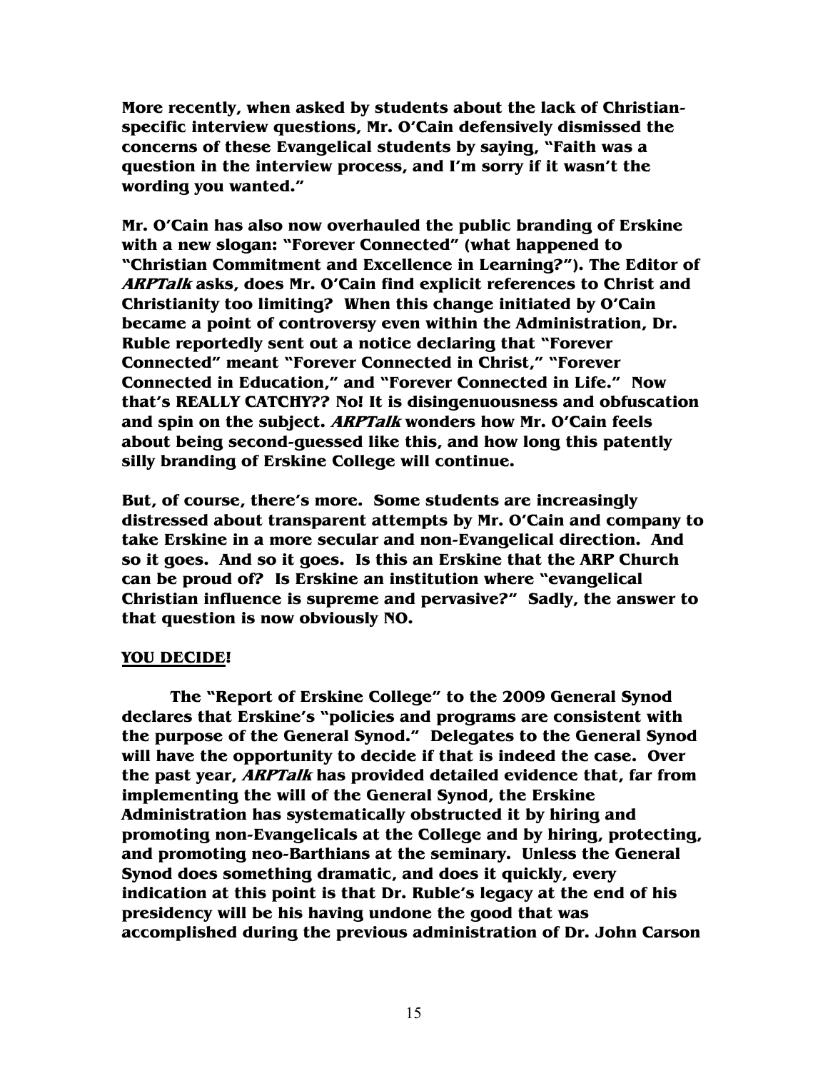**More recently, when asked by students about the lack of Christian-specific interview questions, Mr. O'Cain defensively dismissed the concerns of these Evangelical students by saying, "Faith was a question in the interview process, and I'm sorry if it wasn't the wording you wanted."**

**Mr. O'Cain has also now overhauled the public branding of Erskine with a new slogan: "Forever Connected" (what happened to "Christian Commitment and Excellence in Learning?"). The Editor of *ARPTalk* asks, does Mr. O'Cain find explicit references to Christ and Christianity too limiting? When this change initiated by O'Cain became a point of controversy even within the Administration, Dr. Ruble reportedly sent out a notice declaring that "Forever Connected" meant "Forever Connected in Christ," "Forever Connected in Education," and "Forever Connected in Life." Now that's REALLY CATCHY?? No! It is disingenuousness and obfuscation and spin on the subject. *ARPTalk* wonders how Mr. O'Cain feels about being second-guessed like this, and how long this patently silly branding of Erskine College will continue.**

**But, of course, there's more. Some students are increasingly distressed about transparent attempts by Mr. O'Cain and company to take Erskine in a more secular and non-Evangelical direction. And so it goes. And so it goes. Is this an Erskine that the ARP Church can be proud of? Is Erskine an institution where "evangelical Christian influence is supreme and pervasive?" Sadly, the answer to that question is now obviously NO.**

**YOU DECIDE!**

**The "Report of Erskine College" to the 2009 General Synod declares that Erskine's "policies and programs are consistent with the purpose of the General Synod." Delegates to the General Synod will have the opportunity to decide if that is indeed the case. Over the past year, *ARPTalk* has provided detailed evidence that, far from implementing the will of the General Synod, the Erskine Administration has systematically obstructed it by hiring and promoting non-Evangelicals at the College and by hiring, protecting, and promoting neo-Barthians at the seminary. Unless the General Synod does something dramatic, and does it quickly, every indication at this point is that Dr. Ruble's legacy at the end of his presidency will be his having undone the good that was accomplished during the previous administration of Dr. John Carson**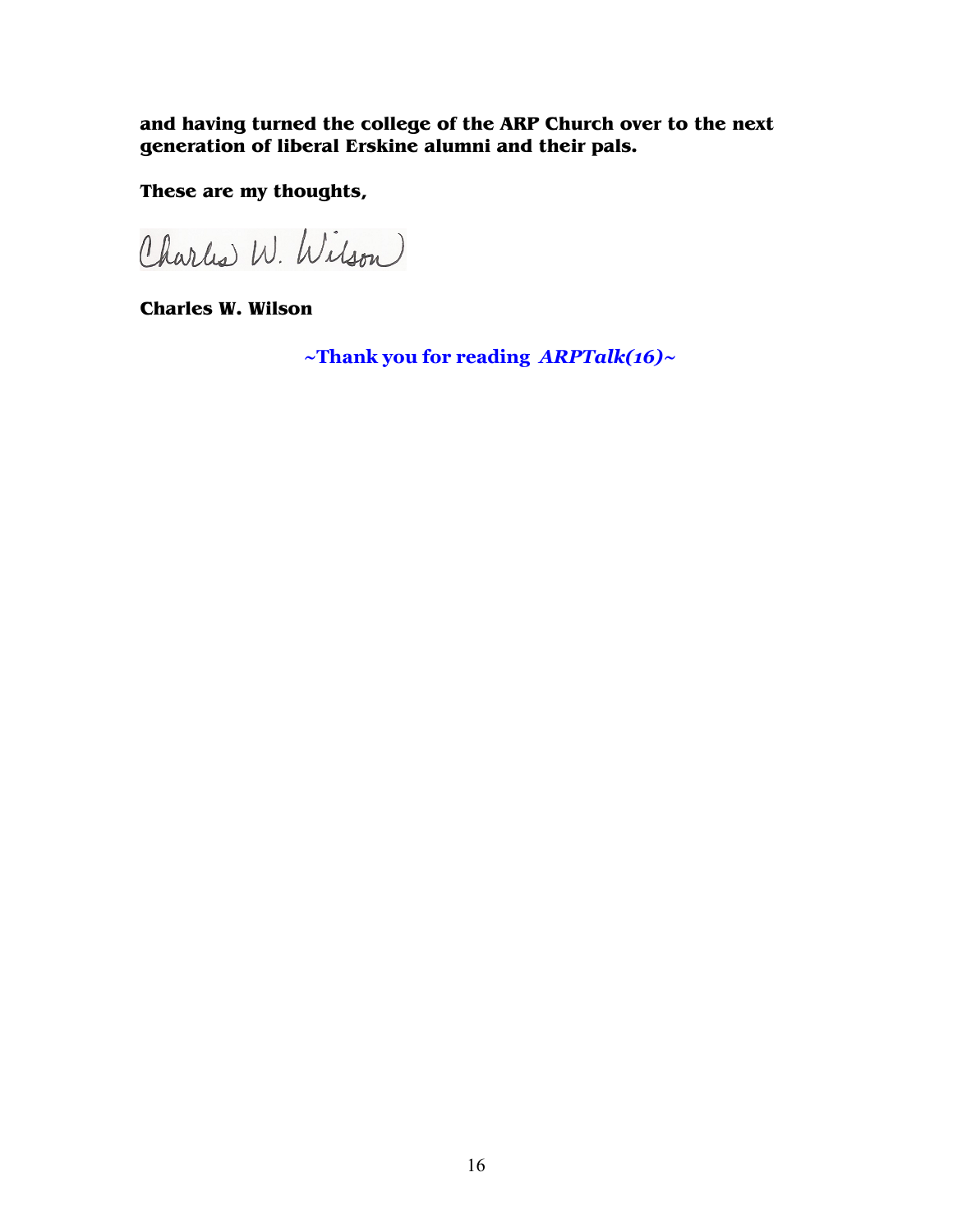**and having turned the college of the ARP Church over to the next generation of liberal Erskine alumni and their pals.**

**These are my thoughts,**

Charles W. Wilson

**Charles W. Wilson**

**~Thank you for reading *ARPTalk(16)*~**